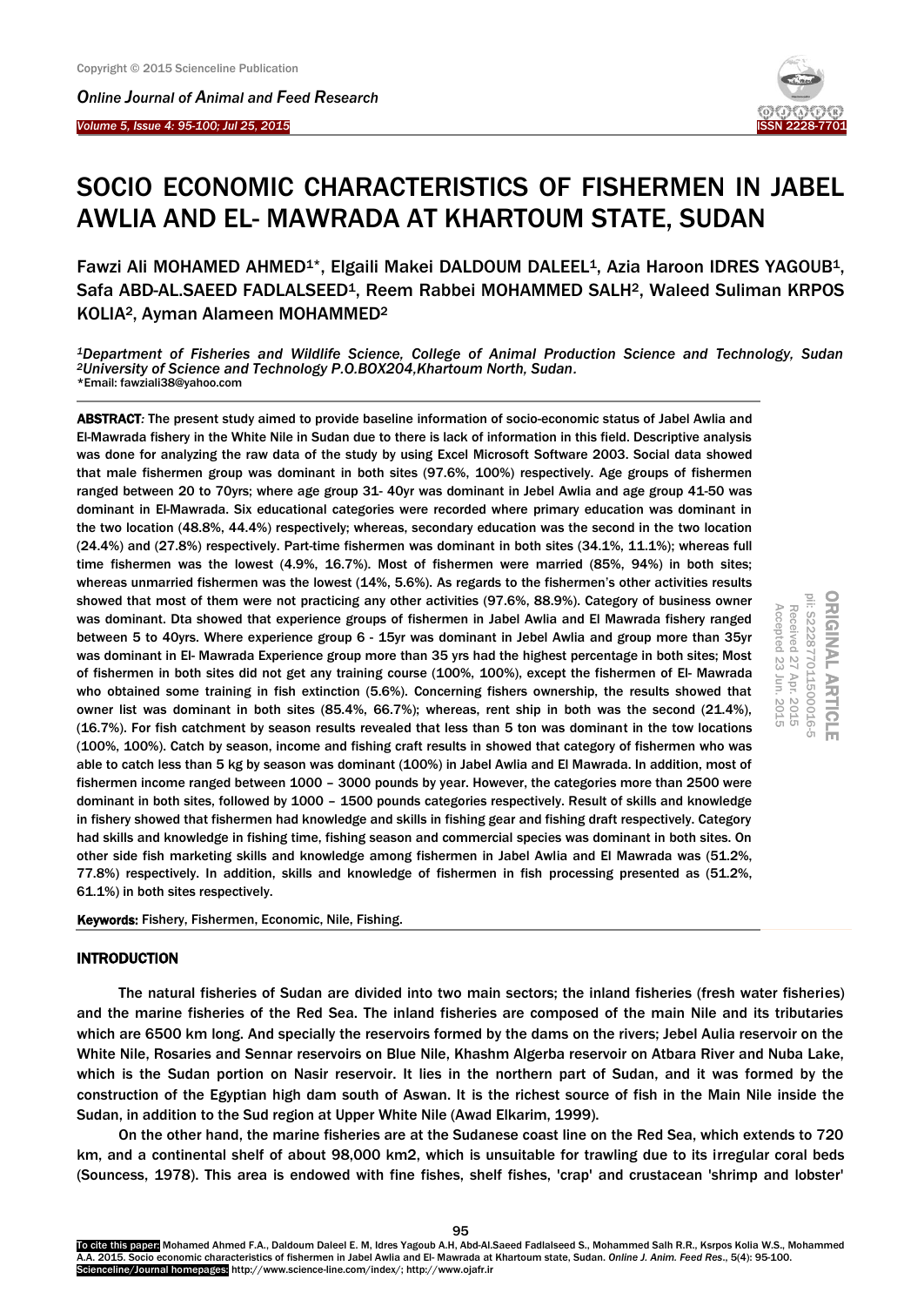# SOCIO ECONOMIC CHARACTERISTICS OF FISHERMEN IN JABEL AWLIA AND EL- MAWRADA AT KHARTOUM STATE, SUDAN

Fawzi Ali MOHAMED AHMED[1]*, Elgaili Makei DALDOUM DALEEL[1], Azia Haroon IDRES YAGOUB[1], Safa ABD-AL.SAEED FADLALSEED[1], Reem Rabbei MOHAMMED SALH[2], Waleed Suliman KRPOS KOLIA[2], Ayman Alameen MOHAMMED[2]

*[1]Department of Fisheries and Wildlife Science, College of Animal Production Science and Technology, Sudan*
*[2]University of Science and Technology P.O.BOX204,Khartoum North, Sudan.*
*Email: fawziali38@yahoo.com

ORIGINAL ARTICLE
pii: S222877011500016-5
Received 27 Apr. 2015
Accepted 23 Jun. 2015

**ABSTRACT**: The present study aimed to provide baseline information of socio-economic status of Jabel Awlia and El-Mawrada fishery in the White Nile in Sudan due to there is lack of information in this field. Descriptive analysis was done for analyzing the raw data of the study by using Excel Microsoft Software 2003. Social data showed that male fishermen group was dominant in both sites (97.6%, 100%) respectively. Age groups of fishermen ranged between 20 to 70yrs; where age group 31- 40yr was dominant in Jebel Awlia and age group 41-50 was dominant in El-Mawrada. Six educational categories were recorded where primary education was dominant in the two location (48.8%, 44.4%) respectively; whereas, secondary education was the second in the two location (24.4%) and (27.8%) respectively. Part-time fishermen was dominant in both sites (34.1%, 11.1%); whereas full time fishermen was the lowest (4.9%, 16.7%). Most of fishermen were married (85%, 94%) in both sites; whereas unmarried fishermen was the lowest (14%, 5.6%). As regards to the fishermen's other activities results showed that most of them were not practicing any other activities (97.6%, 88.9%). Category of business owner was dominant. Dta showed that experience groups of fishermen in Jabel Awlia and El Mawrada fishery ranged between 5 to 40yrs. Where experience group 6 - 15yr was dominant in Jebel Awlia and group more than 35yr was dominant in El- Mawrada Experience group more than 35 yrs had the highest percentage in both sites; Most of fishermen in both sites did not get any training course (100%, 100%), except the fishermen of El- Mawrada who obtained some training in fish extinction (5.6%). Concerning fishers ownership, the results showed that owner list was dominant in both sites (85.4%, 66.7%); whereas, rent ship in both was the second (21.4%), (16.7%). For fish catchment by season results revealed that less than 5 ton was dominant in the tow locations (100%, 100%). Catch by season, income and fishing craft results in showed that category of fishermen who was able to catch less than 5 kg by season was dominant (100%) in Jabel Awlia and El Mawrada. In addition, most of fishermen income ranged between 1000 – 3000 pounds by year. However, the categories more than 2500 were dominant in both sites, followed by 1000 – 1500 pounds categories respectively. Result of skills and knowledge in fishery showed that fishermen had knowledge and skills in fishing gear and fishing draft respectively. Category had skills and knowledge in fishing time, fishing season and commercial species was dominant in both sites. On other side fish marketing skills and knowledge among fishermen in Jabel Awlia and El Mawrada was (51.2%, 77.8%) respectively. In addition, skills and knowledge of fishermen in fish processing presented as (51.2%, 61.1%) in both sites respectively.

**Keywords:** Fishery, Fishermen, Economic, Nile, Fishing.

## INTRODUCTION

The natural fisheries of Sudan are divided into two main sectors; the inland fisheries (fresh water fisheries) and the marine fisheries of the Red Sea. The inland fisheries are composed of the main Nile and its tributaries which are 6500 km long. And specially the reservoirs formed by the dams on the rivers; Jebel Aulia reservoir on the White Nile, Rosaries and Sennar reservoirs on Blue Nile, Khashm Algerba reservoir on Atbara River and Nuba Lake, which is the Sudan portion on Nasir reservoir. It lies in the northern part of Sudan, and it was formed by the construction of the Egyptian high dam south of Aswan. It is the richest source of fish in the Main Nile inside the Sudan, in addition to the Sud region at Upper White Nile (Awad Elkarim, 1999).

On the other hand, the marine fisheries are at the Sudanese coast line on the Red Sea, which extends to 720 km, and a continental shelf of about 98,000 km2, which is unsuitable for trawling due to its irregular coral beds (Souncess, 1978). This area is endowed with fine fishes, shelf fishes, 'crap' and crustacean 'shrimp and lobster'

To cite this paper: Mohamed Ahmed F.A., Daldoum Daleel E. M, Idres Yagoub A.H, Abd-Al.Saeed Fadlalseed S., Mohammed Salh R.R., Ksrpos Kolia W.S., Mohammed A.A. 2015. Socio economic characteristics of fishermen in Jabel Awlia and El- Mawrada at Khartoum state, Sudan. *Online J. Anim. Feed Res.*, 5(4): 95-100.
Scienceline/Journal homepages: http://www.science-line.com/index/; http://www.ojafr.ir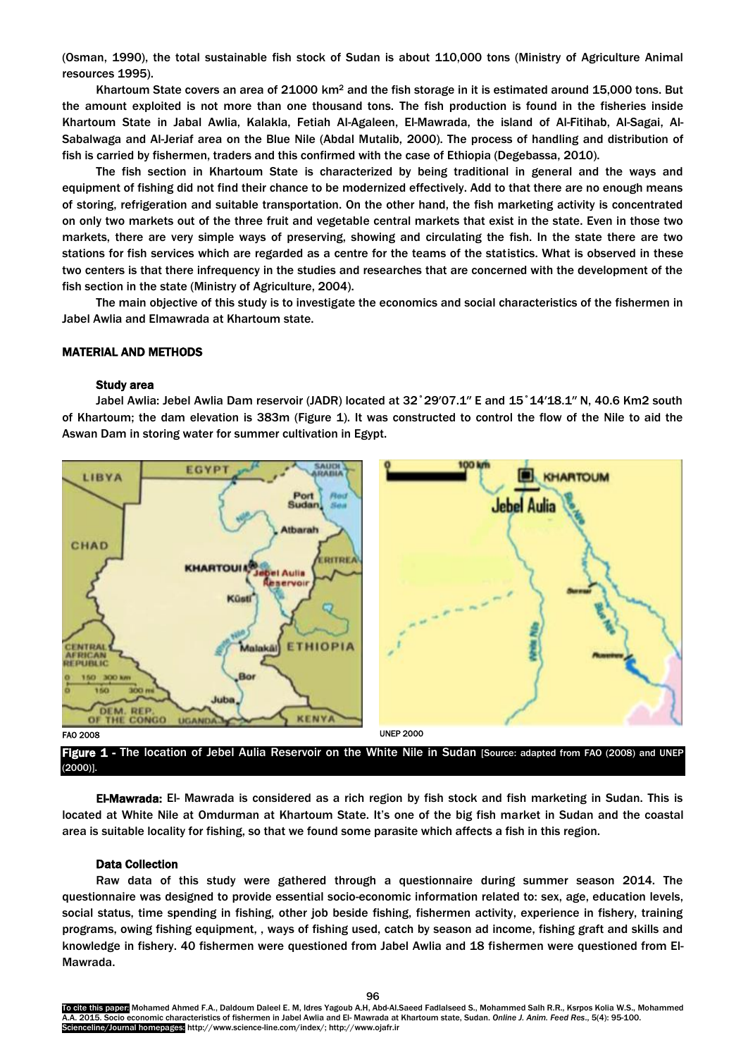(Osman, 1990), the total sustainable fish stock of Sudan is about 110,000 tons (Ministry of Agriculture Animal resources 1995).

Khartoum State covers an area of 21000 km$^2$ and the fish storage in it is estimated around 15,000 tons. But the amount exploited is not more than one thousand tons. The fish production is found in the fisheries inside Khartoum State in Jabal Awlia, Kalakla, Fetiah Al-Agaleen, El-Mawrada, the island of Al-Fitihab, Al-Sagai, Al-Sabalwaga and Al-Jeriaf area on the Blue Nile (Abdal Mutalib, 2000). The process of handling and distribution of fish is carried by fishermen, traders and this confirmed with the case of Ethiopia (Degebassa, 2010).

The fish section in Khartoum State is characterized by being traditional in general and the ways and equipment of fishing did not find their chance to be modernized effectively. Add to that there are no enough means of storing, refrigeration and suitable transportation. On the other hand, the fish marketing activity is concentrated on only two markets out of the three fruit and vegetable central markets that exist in the state. Even in those two markets, there are very simple ways of preserving, showing and circulating the fish. In the state there are two stations for fish services which are regarded as a centre for the teams of the statistics. What is observed in these two centers is that there infrequency in the studies and researches that are concerned with the development of the fish section in the state (Ministry of Agriculture, 2004).

The main objective of this study is to investigate the economics and social characteristics of the fishermen in Jabel Awlia and Elmawrada at Khartoum state.

## MATERIAL AND METHODS

### Study area

Jabel Awlia: Jebel Awlia Dam reservoir (JADR) located at 32˚29′07.1″ E and 15˚14′18.1″ N, 40.6 Km2 south of Khartoum; the dam elevation is 383m (Figure 1). It was constructed to control the flow of the Nile to aid the Aswan Dam in storing water for summer cultivation in Egypt.

LIBYA
EGYPT
SAUDI ARABIA
Port Sudan
Red Sea
Atbarah
CHAD
KHARTOUM
Jebel Aulia Reservoir
ERITREA
Kūstī
Malakāl
ETHIOPIA
CENTRAL AFRICAN REPUBLIC
Bor
Juba
DEM. REP. OF THE CONGO
UGANDA
KENYA
FAO 2008

100 km
KHARTOUM
Jebel Aulia
White Nile
Blue Nile
UNEP 2000

**Figure 1 -** The location of Jebel Aulia Reservoir on the White Nile in Sudan [Source: adapted from FAO (2008) and UNEP (2000)].

**El-Mawrada:** El- Mawrada is considered as a rich region by fish stock and fish marketing in Sudan. This is located at White Nile at Omdurman at Khartoum State. It's one of the big fish market in Sudan and the coastal area is suitable locality for fishing, so that we found some parasite which affects a fish in this region.

### Data Collection

Raw data of this study were gathered through a questionnaire during summer season 2014. The questionnaire was designed to provide essential socio-economic information related to: sex, age, education levels, social status, time spending in fishing, other job beside fishing, fishermen activity, experience in fishery, training programs, owing fishing equipment, , ways of fishing used, catch by season ad income, fishing graft and skills and knowledge in fishery. 40 fishermen were questioned from Jabel Awlia and 18 fishermen were questioned from El-Mawrada.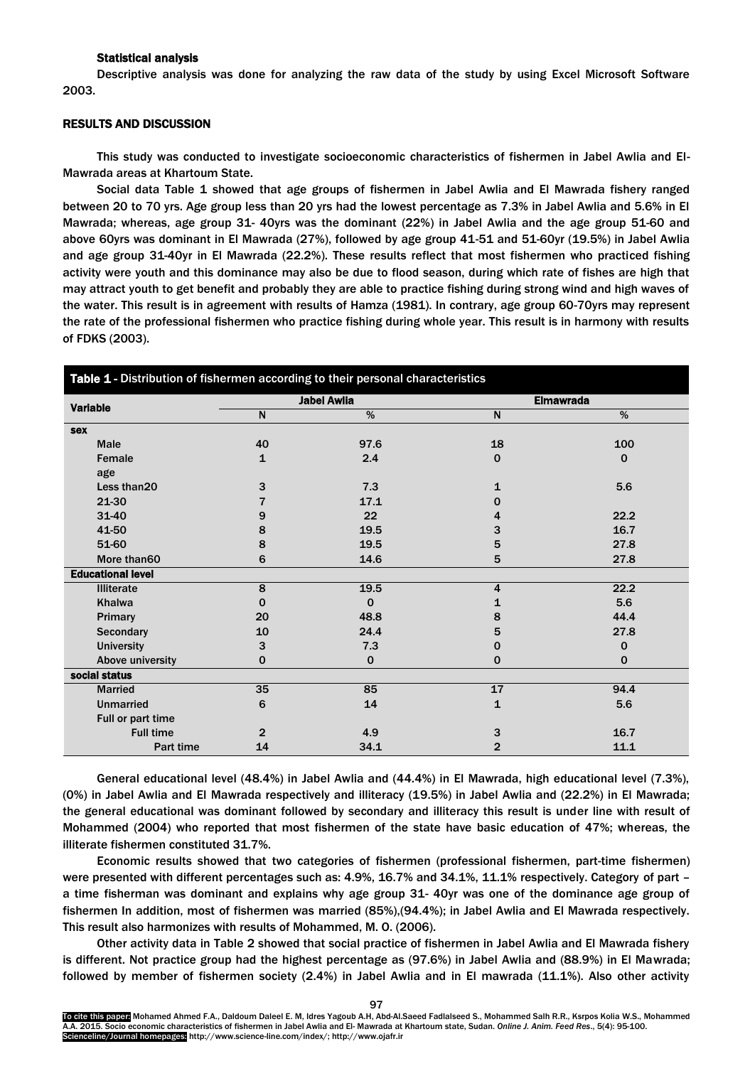### Statistical analysis

Descriptive analysis was done for analyzing the raw data of the study by using Excel Microsoft Software 2003.

## RESULTS AND DISCUSSION

This study was conducted to investigate socioeconomic characteristics of fishermen in Jabel Awlia and El-Mawrada areas at Khartoum State.

Social data Table 1 showed that age groups of fishermen in Jabel Awlia and El Mawrada fishery ranged between 20 to 70 yrs. Age group less than 20 yrs had the lowest percentage as 7.3% in Jabel Awlia and 5.6% in El Mawrada; whereas, age group 31- 40yrs was the dominant (22%) in Jabel Awlia and the age group 51-60 and above 60yrs was dominant in El Mawrada (27%), followed by age group 41-51 and 51-60yr (19.5%) in Jabel Awlia and age group 31-40yr in El Mawrada (22.2%). These results reflect that most fishermen who practiced fishing activity were youth and this dominance may also be due to flood season, during which rate of fishes are high that may attract youth to get benefit and probably they are able to practice fishing during strong wind and high waves of the water. This result is in agreement with results of Hamza (1981). In contrary, age group 60-70yrs may represent the rate of the professional fishermen who practice fishing during whole year. This result is in harmony with results of FDKS (2003).

**Table 1 -** Distribution of fishermen according to their personal characteristics

| Variable | Jabel Awlia | | Elmawrada | |
|---|---|---|---|---|
| | N | % | N | % |
| **sex** | | | | |
| Male | 40 | 97.6 | 18 | 100 |
| Female | 1 | 2.4 | 0 | 0 |
| age | | | | |
| Less than20 | 3 | 7.3 | 1 | 5.6 |
| 21-30 | 7 | 17.1 | 0 | |
| 31-40 | 9 | 22 | 4 | 22.2 |
| 41-50 | 8 | 19.5 | 3 | 16.7 |
| 51-60 | 8 | 19.5 | 5 | 27.8 |
| More than60 | 6 | 14.6 | 5 | 27.8 |
| **Educational level** | | | | |
| Illiterate | 8 | 19.5 | 4 | 22.2 |
| Khalwa | 0 | 0 | 1 | 5.6 |
| Primary | 20 | 48.8 | 8 | 44.4 |
| Secondary | 10 | 24.4 | 5 | 27.8 |
| University | 3 | 7.3 | 0 | 0 |
| Above university | 0 | 0 | 0 | 0 |
| **social status** | | | | |
| Married | 35 | 85 | 17 | 94.4 |
| Unmarried | 6 | 14 | 1 | 5.6 |
| Full or part time | | | | |
| Full time | 2 | 4.9 | 3 | 16.7 |
| Part time | 14 | 34.1 | 2 | 11.1 |

General educational level (48.4%) in Jabel Awlia and (44.4%) in El Mawrada, high educational level (7.3%), (0%) in Jabel Awlia and El Mawrada respectively and illiteracy (19.5%) in Jabel Awlia and (22.2%) in El Mawrada; the general educational was dominant followed by secondary and illiteracy this result is under line with result of Mohammed (2004) who reported that most fishermen of the state have basic education of 47%; whereas, the illiterate fishermen constituted 31.7%.

Economic results showed that two categories of fishermen (professional fishermen, part-time fishermen) were presented with different percentages such as: 4.9%, 16.7% and 34.1%, 11.1% respectively. Category of part – a time fisherman was dominant and explains why age group 31- 40yr was one of the dominance age group of fishermen In addition, most of fishermen was married (85%),(94.4%); in Jabel Awlia and El Mawrada respectively. This result also harmonizes with results of Mohammed, M. O. (2006).

Other activity data in Table 2 showed that social practice of fishermen in Jabel Awlia and El Mawrada fishery is different. Not practice group had the highest percentage as (97.6%) in Jabel Awlia and (88.9%) in El Mawrada; followed by member of fishermen society (2.4%) in Jabel Awlia and in El mawrada (11.1%). Also other activity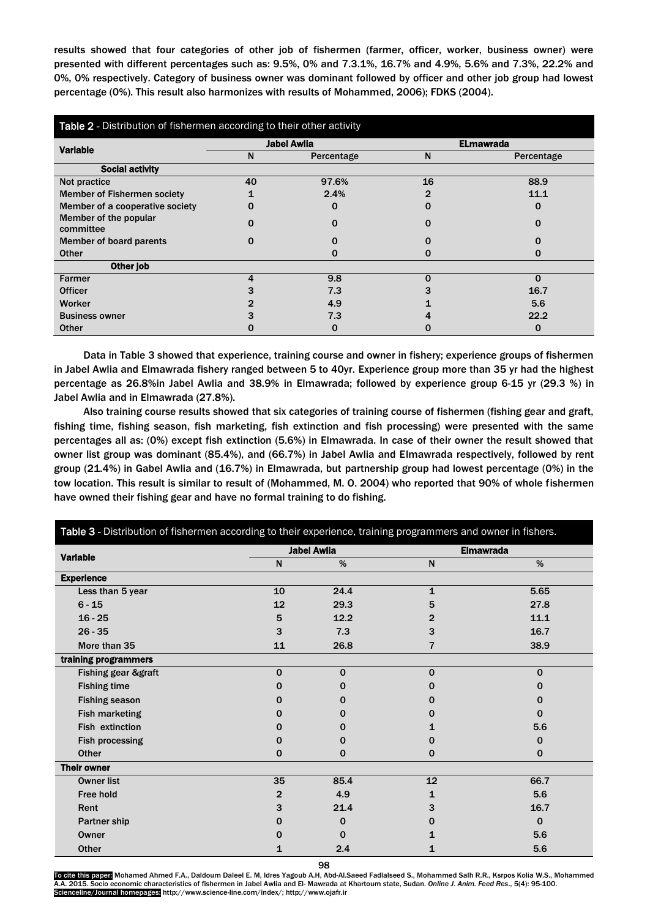results showed that four categories of other job of fishermen (farmer, officer, worker, business owner) were presented with different percentages such as: 9.5%, 0% and 7.3.1%, 16.7% and 4.9%, 5.6% and 7.3%, 22.2% and 0%, 0% respectively. Category of business owner was dominant followed by officer and other job group had lowest percentage (0%). This result also harmonizes with results of Mohammed, 2006); FDKS (2004).

**Table 2** - Distribution of fishermen according to their other activity

| Variable | Jabel Awlia | | ELmawrada | |
|---|---|---|---|---|
| | N | Percentage | N | Percentage |
| **Social activity** | | | | |
| Not practice | 40 | 97.6% | 16 | 88.9 |
| Member of Fishermen society | 1 | 2.4% | 2 | 11.1 |
| Member of a cooperative society | 0 | 0 | 0 | 0 |
| Member of the popular committee | 0 | 0 | 0 | 0 |
| Member of board parents | 0 | 0 | 0 | 0 |
| Other | | 0 | 0 | 0 |
| **Other job** | | | | |
| Farmer | 4 | 9.8 | 0 | 0 |
| Officer | 3 | 7.3 | 3 | 16.7 |
| Worker | 2 | 4.9 | 1 | 5.6 |
| Business owner | 3 | 7.3 | 4 | 22.2 |
| Other | 0 | 0 | 0 | 0 |

Data in Table 3 showed that experience, training course and owner in fishery; experience groups of fishermen in Jabel Awlia and Elmawrada fishery ranged between 5 to 40yr. Experience group more than 35 yr had the highest percentage as 26.8%in Jabel Awlia and 38.9% in Elmawrada; followed by experience group 6-15 yr (29.3 %) in Jabel Awlia and in Elmawrada (27.8%).

Also training course results showed that six categories of training course of fishermen (fishing gear and graft, fishing time, fishing season, fish marketing, fish extinction and fish processing) were presented with the same percentages all as: (0%) except fish extinction (5.6%) in Elmawrada. In case of their owner the result showed that owner list group was dominant (85.4%), and (66.7%) in Jabel Awlia and Elmawrada respectively, followed by rent group (21.4%) in Gabel Awlia and (16.7%) in Elmawrada, but partnership group had lowest percentage (0%) in the tow location. This result is similar to result of (Mohammed, M. O. 2004) who reported that 90% of whole fishermen have owned their fishing gear and have no formal training to do fishing.

**Table 3** - Distribution of fishermen according to their experience, training programmers and owner in fishers.

| Variable | Jabel Awlia | | Elmawrada | |
|---|---|---|---|---|
| | N | % | N | % |
| **Experience** | | | | |
| Less than 5 year | 10 | 24.4 | 1 | 5.65 |
| 6 - 15 | 12 | 29.3 | 5 | 27.8 |
| 16 - 25 | 5 | 12.2 | 2 | 11.1 |
| 26 - 35 | 3 | 7.3 | 3 | 16.7 |
| More than 35 | 11 | 26.8 | 7 | 38.9 |
| **training programmers** | | | | |
| Fishing gear &graft | 0 | 0 | 0 | 0 |
| Fishing time | 0 | 0 | 0 | 0 |
| Fishing season | 0 | 0 | 0 | 0 |
| Fish marketing | 0 | 0 | 0 | 0 |
| Fish extinction | 0 | 0 | 1 | 5.6 |
| Fish processing | 0 | 0 | 0 | 0 |
| Other | 0 | 0 | 0 | 0 |
| **Their owner** | | | | |
| Owner list | 35 | 85.4 | 12 | 66.7 |
| Free hold | 2 | 4.9 | 1 | 5.6 |
| Rent | 3 | 21.4 | 3 | 16.7 |
| Partner ship | 0 | 0 | 0 | 0 |
| Owner | 0 | 0 | 1 | 5.6 |
| Other | 1 | 2.4 | 1 | 5.6 |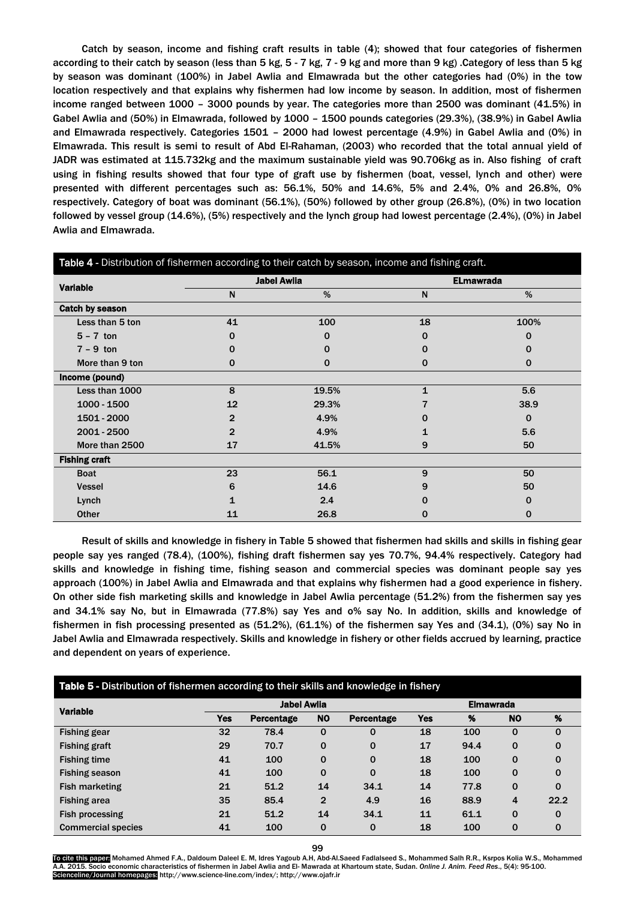Catch by season, income and fishing craft results in table (4); showed that four categories of fishermen according to their catch by season (less than 5 kg, 5 - 7 kg, 7 - 9 kg and more than 9 kg) .Category of less than 5 kg by season was dominant (100%) in Jabel Awlia and Elmawrada but the other categories had (0%) in the tow location respectively and that explains why fishermen had low income by season. In addition, most of fishermen income ranged between 1000 – 3000 pounds by year. The categories more than 2500 was dominant (41.5%) in Gabel Awlia and (50%) in Elmawrada, followed by 1000 – 1500 pounds categories (29.3%), (38.9%) in Gabel Awlia and Elmawrada respectively. Categories 1501 – 2000 had lowest percentage (4.9%) in Gabel Awlia and (0%) in Elmawrada. This result is semi to result of Abd El-Rahaman, (2003) who recorded that the total annual yield of JADR was estimated at 115.732kg and the maximum sustainable yield was 90.706kg as in. Also fishing of craft using in fishing results showed that four type of graft use by fishermen (boat, vessel, lynch and other) were presented with different percentages such as: 56.1%, 50% and 14.6%, 5% and 2.4%, 0% and 26.8%, 0% respectively. Category of boat was dominant (56.1%), (50%) followed by other group (26.8%), (0%) in two location followed by vessel group (14.6%), (5%) respectively and the lynch group had lowest percentage (2.4%), (0%) in Jabel Awlia and Elmawrada.

**Table 4** - Distribution of fishermen according to their catch by season, income and fishing craft.

| Variable | Jabel Awlia | | ELmawrada | |
|---|---|---|---|---|
| | N | % | N | % |
| **Catch by season** | | | | |
| Less than 5 ton | 41 | 100 | 18 | 100% |
| 5 – 7 ton | 0 | 0 | 0 | 0 |
| 7 – 9 ton | 0 | 0 | 0 | 0 |
| More than 9 ton | 0 | 0 | 0 | 0 |
| **Income (pound)** | | | | |
| Less than 1000 | 8 | 19.5% | 1 | 5.6 |
| 1000 - 1500 | 12 | 29.3% | 7 | 38.9 |
| 1501 - 2000 | 2 | 4.9% | 0 | 0 |
| 2001 - 2500 | 2 | 4.9% | 1 | 5.6 |
| More than 2500 | 17 | 41.5% | 9 | 50 |
| **Fishing craft** | | | | |
| Boat | 23 | 56.1 | 9 | 50 |
| Vessel | 6 | 14.6 | 9 | 50 |
| Lynch | 1 | 2.4 | 0 | 0 |
| Other | 11 | 26.8 | 0 | 0 |

Result of skills and knowledge in fishery in Table 5 showed that fishermen had skills and skills in fishing gear people say yes ranged (78.4), (100%), fishing draft fishermen say yes 70.7%, 94.4% respectively. Category had skills and knowledge in fishing time, fishing season and commercial species was dominant people say yes approach (100%) in Jabel Awlia and Elmawrada and that explains why fishermen had a good experience in fishery. On other side fish marketing skills and knowledge in Jabel Awlia percentage (51.2%) from the fishermen say yes and 34.1% say No, but in Elmawrada (77.8%) say Yes and o% say No. In addition, skills and knowledge of fishermen in fish processing presented as (51.2%), (61.1%) of the fishermen say Yes and (34.1), (0%) say No in Jabel Awlia and Elmawrada respectively. Skills and knowledge in fishery or other fields accrued by learning, practice and dependent on years of experience.

**Table 5** - Distribution of fishermen according to their skills and knowledge in fishery

| Variable | Jabel Awlia | | | | Elmawrada | | | |
|---|---|---|---|---|---|---|---|---|
| | Yes | Percentage | NO | Percentage | Yes | % | NO | % |
| Fishing gear | 32 | 78.4 | 0 | 0 | 18 | 100 | 0 | 0 |
| Fishing graft | 29 | 70.7 | 0 | 0 | 17 | 94.4 | 0 | 0 |
| Fishing time | 41 | 100 | 0 | 0 | 18 | 100 | 0 | 0 |
| Fishing season | 41 | 100 | 0 | 0 | 18 | 100 | 0 | 0 |
| Fish marketing | 21 | 51.2 | 14 | 34.1 | 14 | 77.8 | 0 | 0 |
| Fishing area | 35 | 85.4 | 2 | 4.9 | 16 | 88.9 | 4 | 22.2 |
| Fish processing | 21 | 51.2 | 14 | 34.1 | 11 | 61.1 | 0 | 0 |
| Commercial species | 41 | 100 | 0 | 0 | 18 | 100 | 0 | 0 |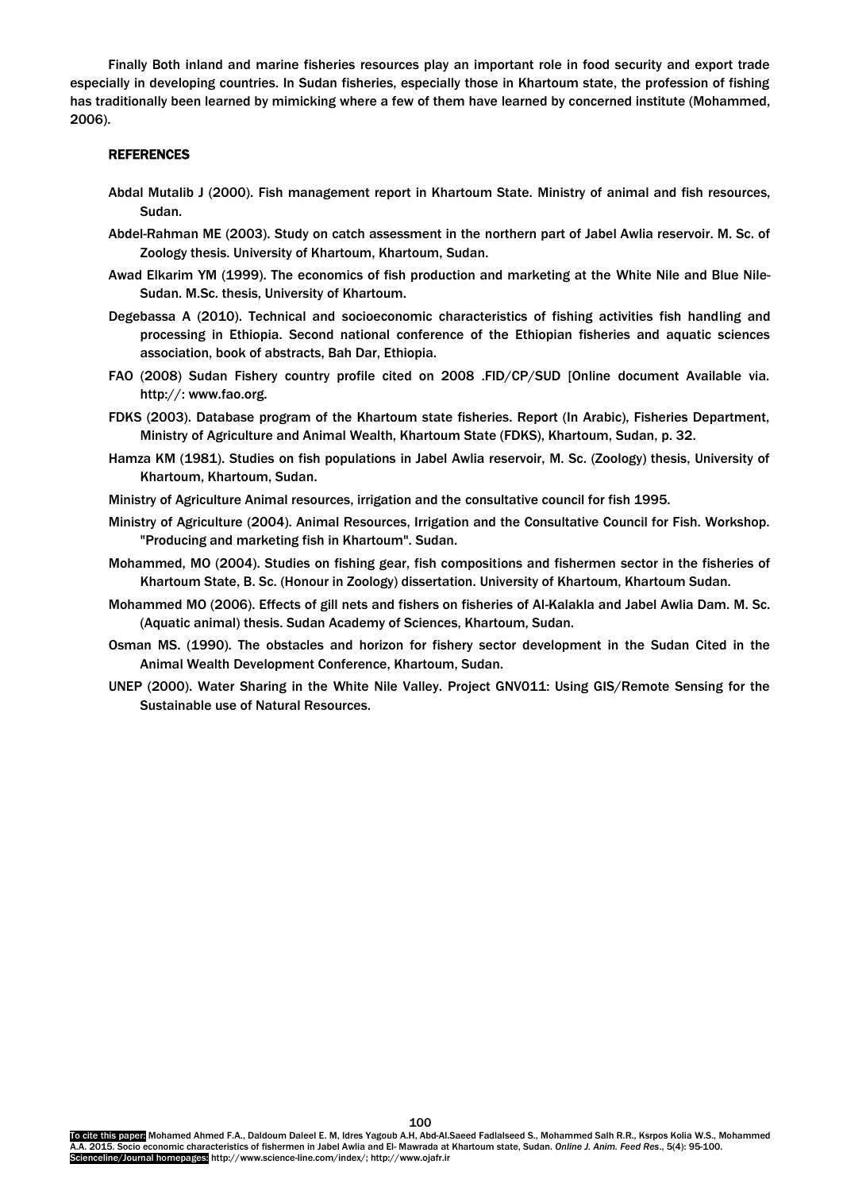Finally Both inland and marine fisheries resources play an important role in food security and export trade especially in developing countries. In Sudan fisheries, especially those in Khartoum state, the profession of fishing has traditionally been learned by mimicking where a few of them have learned by concerned institute (Mohammed, 2006).

## REFERENCES

Abdal Mutalib J (2000). Fish management report in Khartoum State. Ministry of animal and fish resources, Sudan.

Abdel-Rahman ME (2003). Study on catch assessment in the northern part of Jabel Awlia reservoir. M. Sc. of Zoology thesis. University of Khartoum, Khartoum, Sudan.

Awad Elkarim YM (1999). The economics of fish production and marketing at the White Nile and Blue Nile-Sudan. M.Sc. thesis, University of Khartoum.

Degebassa A (2010). Technical and socioeconomic characteristics of fishing activities fish handling and processing in Ethiopia. Second national conference of the Ethiopian fisheries and aquatic sciences association, book of abstracts, Bah Dar, Ethiopia.

FAO (2008) Sudan Fishery country profile cited on 2008 .FID/CP/SUD [Online document Available via. http://: www.fao.org.

FDKS (2003). Database program of the Khartoum state fisheries. Report (In Arabic), Fisheries Department, Ministry of Agriculture and Animal Wealth, Khartoum State (FDKS), Khartoum, Sudan, p. 32.

Hamza KM (1981). Studies on fish populations in Jabel Awlia reservoir, M. Sc. (Zoology) thesis, University of Khartoum, Khartoum, Sudan.

Ministry of Agriculture Animal resources, irrigation and the consultative council for fish 1995.

Ministry of Agriculture (2004). Animal Resources, Irrigation and the Consultative Council for Fish. Workshop. "Producing and marketing fish in Khartoum". Sudan.

Mohammed, MO (2004). Studies on fishing gear, fish compositions and fishermen sector in the fisheries of Khartoum State, B. Sc. (Honour in Zoology) dissertation. University of Khartoum, Khartoum Sudan.

Mohammed MO (2006). Effects of gill nets and fishers on fisheries of Al-Kalakla and Jabel Awlia Dam. M. Sc. (Aquatic animal) thesis. Sudan Academy of Sciences, Khartoum, Sudan.

Osman MS. (1990). The obstacles and horizon for fishery sector development in the Sudan Cited in the Animal Wealth Development Conference, Khartoum, Sudan.

UNEP (2000). Water Sharing in the White Nile Valley. Project GNV011: Using GIS/Remote Sensing for the Sustainable use of Natural Resources.